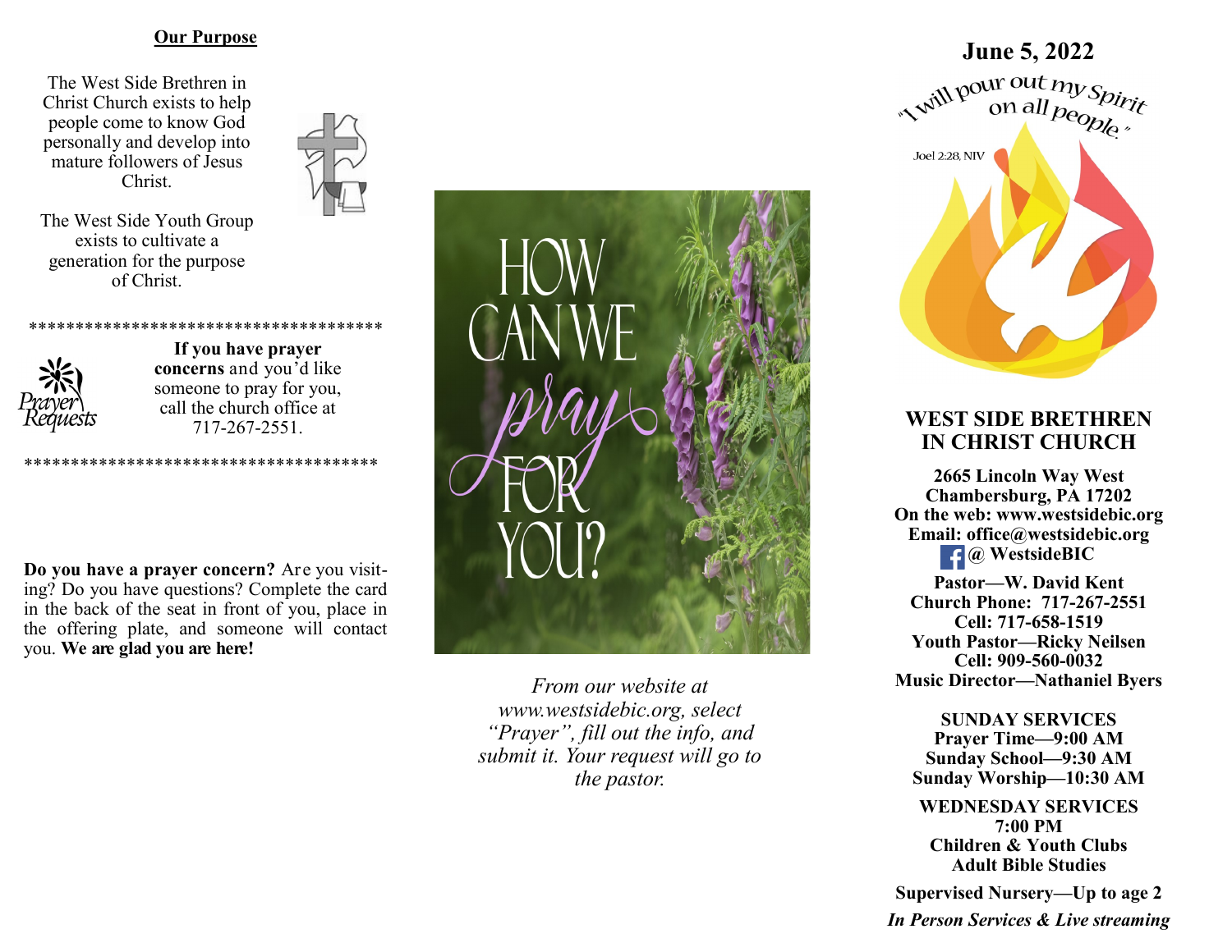## Our Purpose

The West Side Brethren in Christ Church exists to help people come to know God personally and develop into mature followers of Jesus Christ.

The West Side Youth Group exists to cultivate a generation for the purpose of Christ.

************************************

Prayer Requests

**If you have prayer concerns** and you'd like someone to pray for you, call the church office at 717-267-2551.

************************************

**Do you have a prayer concern?** Are you visiting? Do you have questions? Complete the card in the back of the seat in front of you, place in the offering plate, and someone will contact you. **We are glad you are here!**

HOW CAN WE *pray* FOR YOU?

*From our website at www.westsidebic.org, select "Prayer", fill out the info, and submit it. Your request will go to the pastor.*

**June 5, 2022**

"I will pour out my Spirit on all people."

Joel 2:28, NIV

# WEST SIDE BRETHREN IN CHRIST CHURCH

**2665 Lincoln Way West**
**Chambersburg, PA 17202**
**On the web: www.westsidebic.org**
**Email: office@westsidebic.org**
**@ WestsideBIC**

**Pastor—W. David Kent**
**Church Phone: 717-267-2551**
**Cell: 717-658-1519**
**Youth Pastor—Ricky Neilsen**
**Cell: 909-560-0032**
**Music Director—Nathaniel Byers**

**SUNDAY SERVICES**
**Prayer Time—9:00 AM**
**Sunday School—9:30 AM**
**Sunday Worship—10:30 AM**

**WEDNESDAY SERVICES**
**7:00 PM**
**Children & Youth Clubs**
**Adult Bible Studies**

**Supervised Nursery—Up to age 2**

***In Person Services & Live streaming***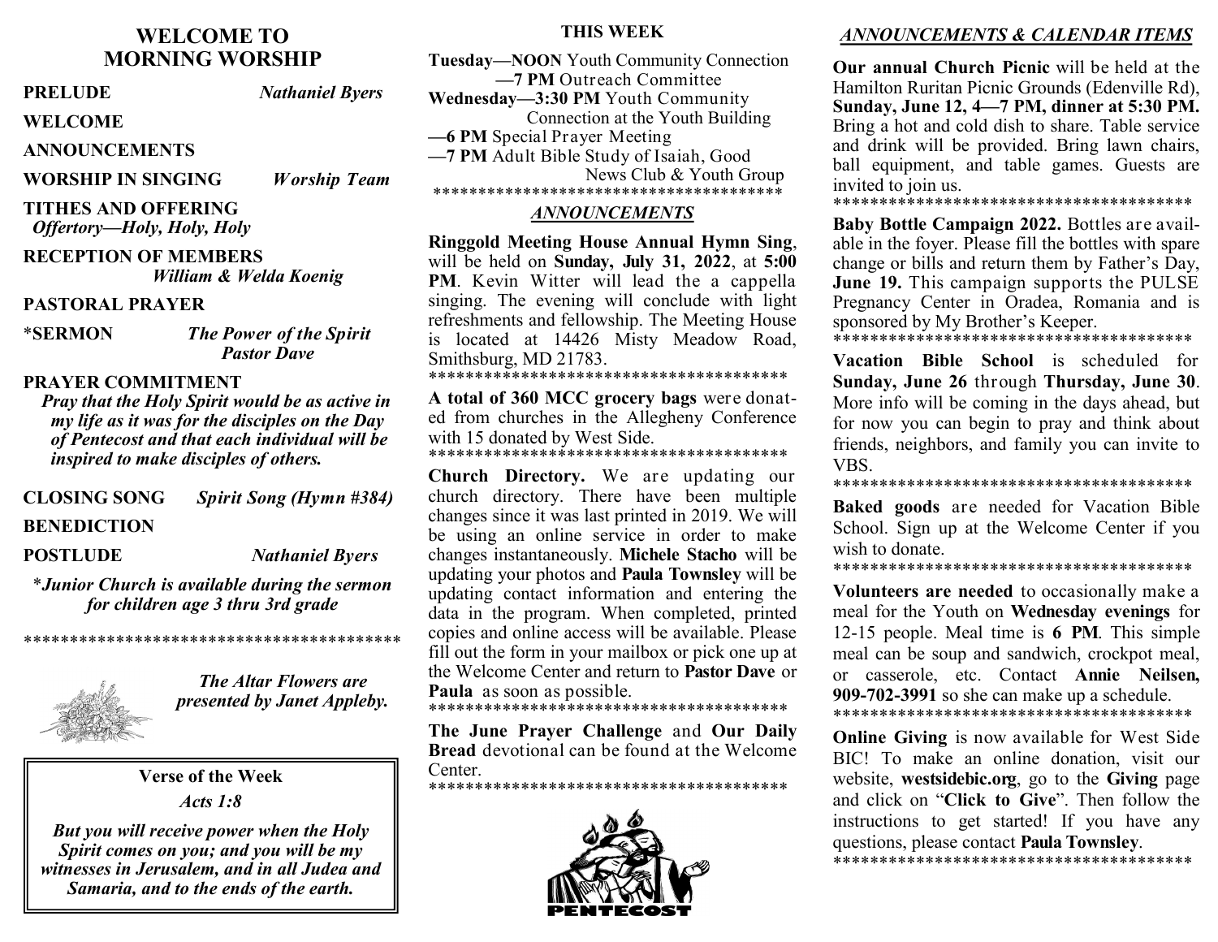## WELCOME TO MORNING WORSHIP

**PRELUDE** *Nathaniel Byers*

**WELCOME**

**ANNOUNCEMENTS**

**WORSHIP IN SINGING** *Worship Team*

**TITHES AND OFFERING**
*Offertory—Holy, Holy, Holy*

**RECEPTION OF MEMBERS**
*William & Welda Koenig*

**PASTORAL PRAYER**

***SERMON** *The Power of the Spirit*
*Pastor Dave*

**PRAYER COMMITMENT**
*Pray that the Holy Spirit would be as active in my life as it was for the disciples on the Day of Pentecost and that each individual will be inspired to make disciples of others.*

**CLOSING SONG** *Spirit Song (Hymn #384)*

**BENEDICTION**

**POSTLUDE** *Nathaniel Byers*

**Junior Church is available during the sermon for children age 3 thru 3rd grade*

*****************************************

*The Altar Flowers are presented by Janet Appleby.*

**Verse of the Week**

*Acts 1:8*

*But you will receive power when the Holy Spirit comes on you; and you will be my witnesses in Jerusalem, and in all Judea and Samaria, and to the ends of the earth.*

### THIS WEEK

**Tuesday—NOON** Youth Community Connection
**—7 PM** Outreach Committee
**Wednesday—3:30 PM** Youth Community Connection at the Youth Building
**—6 PM** Special Prayer Meeting
**—7 PM** Adult Bible Study of Isaiah, Good News Club & Youth Group

*****************************************

### *ANNOUNCEMENTS*

**Ringgold Meeting House Annual Hymn Sing**, will be held on **Sunday, July 31, 2022**, at **5:00 PM**. Kevin Witter will lead the a cappella singing. The evening will conclude with light refreshments and fellowship. The Meeting House is located at 14426 Misty Meadow Road, Smithsburg, MD 21783.

*****************************************

**A total of 360 MCC grocery bags** were donated from churches in the Allegheny Conference with 15 donated by West Side.

*****************************************

**Church Directory.** We are updating our church directory. There have been multiple changes since it was last printed in 2019. We will be using an online service in order to make changes instantaneously. **Michele Stacho** will be updating your photos and **Paula Townsley** will be updating contact information and entering the data in the program. When completed, printed copies and online access will be available. Please fill out the form in your mailbox or pick one up at the Welcome Center and return to **Pastor Dave** or **Paula** as soon as possible.

*****************************************

**The June Prayer Challenge** and **Our Daily Bread** devotional can be found at the Welcome Center.

*****************************************

PENTECOST

### *ANNOUNCEMENTS & CALENDAR ITEMS*

**Our annual Church Picnic** will be held at the Hamilton Ruritan Picnic Grounds (Edenville Rd), **Sunday, June 12, 4—7 PM, dinner at 5:30 PM.** Bring a hot and cold dish to share. Table service and drink will be provided. Bring lawn chairs, ball equipment, and table games. Guests are invited to join us.

*****************************************

**Baby Bottle Campaign 2022.** Bottles are available in the foyer. Please fill the bottles with spare change or bills and return them by Father's Day, **June 19.** This campaign supports the PULSE Pregnancy Center in Oradea, Romania and is sponsored by My Brother's Keeper.

*****************************************

**Vacation Bible School** is scheduled for **Sunday, June 26** through **Thursday, June 30**. More info will be coming in the days ahead, but for now you can begin to pray and think about friends, neighbors, and family you can invite to VBS.

*****************************************

**Baked goods** are needed for Vacation Bible School. Sign up at the Welcome Center if you wish to donate.

*****************************************

**Volunteers are needed** to occasionally make a meal for the Youth on **Wednesday evenings** for 12-15 people. Meal time is **6 PM**. This simple meal can be soup and sandwich, crockpot meal, or casserole, etc. Contact **Annie Neilsen, 909-702-3991** so she can make up a schedule.

*****************************************

**Online Giving** is now available for West Side BIC! To make an online donation, visit our website, **westsidebic.org**, go to the **Giving** page and click on "**Click to Give**". Then follow the instructions to get started! If you have any questions, please contact **Paula Townsley**.

*****************************************